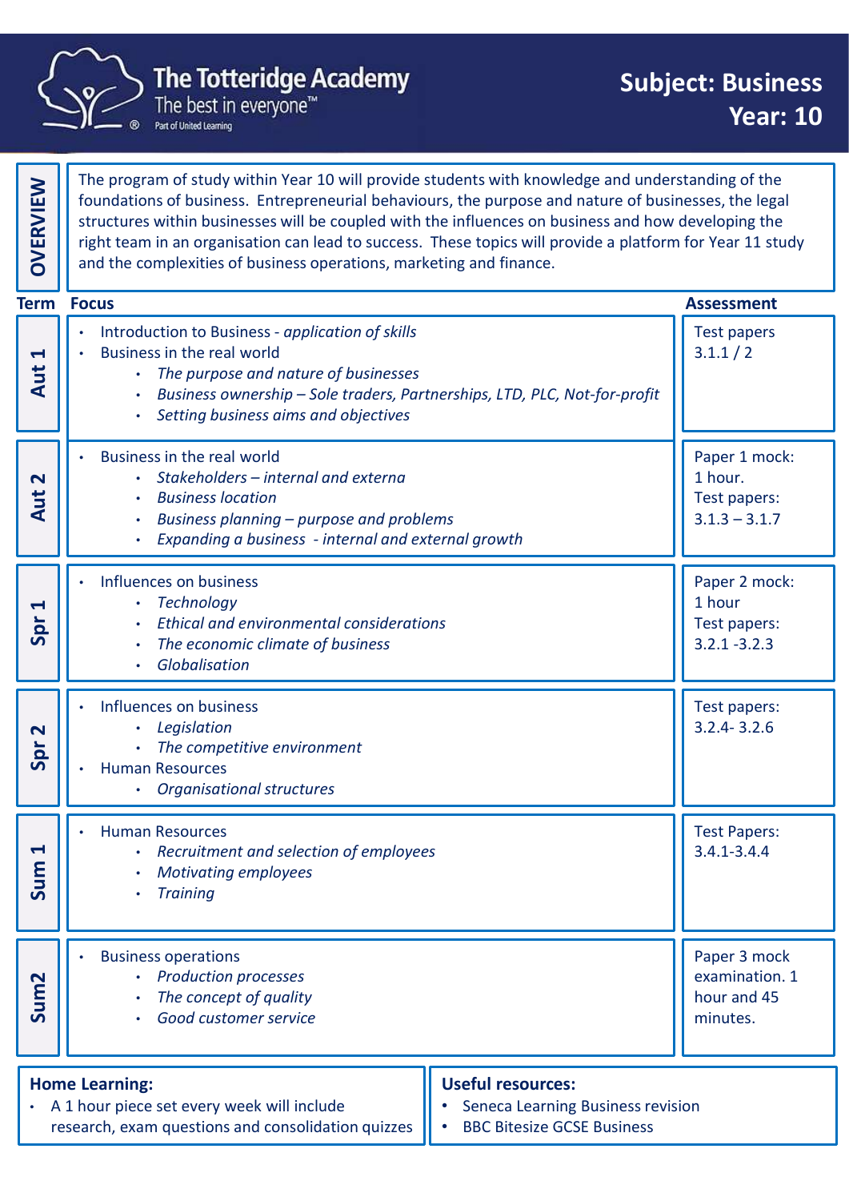# The Totteridge Academy

The best in everyone™

Part of United Learning

## Subject: Business
## Year: 10

**OVERVIEW**

The program of study within Year 10 will provide students with knowledge and understanding of the foundations of business. Entrepreneurial behaviours, the purpose and nature of businesses, the legal structures within businesses will be coupled with the influences on business and how developing the right team in an organisation can lead to success. These topics will provide a platform for Year 11 study and the complexities of business operations, marketing and finance.

| Term | Focus | Assessment |
|---|---|---|
| Aut 1 | • Introduction to Business - *application of skills*<br>• Business in the real world<br>&nbsp;&nbsp;◦ *The purpose and nature of businesses*<br>&nbsp;&nbsp;◦ *Business ownership – Sole traders, Partnerships, LTD, PLC, Not-for-profit*<br>&nbsp;&nbsp;◦ *Setting business aims and objectives* | Test papers 3.1.1 / 2 |
| Aut 2 | • Business in the real world<br>&nbsp;&nbsp;◦ *Stakeholders – internal and externa*<br>&nbsp;&nbsp;◦ *Business location*<br>&nbsp;&nbsp;◦ *Business planning – purpose and problems*<br>&nbsp;&nbsp;◦ *Expanding a business - internal and external growth* | Paper 1 mock: 1 hour. Test papers: 3.1.3 – 3.1.7 |
| Spr 1 | • Influences on business<br>&nbsp;&nbsp;◦ *Technology*<br>&nbsp;&nbsp;◦ *Ethical and environmental considerations*<br>&nbsp;&nbsp;◦ *The economic climate of business*<br>&nbsp;&nbsp;◦ *Globalisation* | Paper 2 mock: 1 hour Test papers: 3.2.1 -3.2.3 |
| Spr 2 | • Influences on business<br>&nbsp;&nbsp;◦ *Legislation*<br>&nbsp;&nbsp;◦ *The competitive environment*<br>• Human Resources<br>&nbsp;&nbsp;◦ *Organisational structures* | Test papers: 3.2.4- 3.2.6 |
| Sum 1 | • Human Resources<br>&nbsp;&nbsp;◦ *Recruitment and selection of employees*<br>&nbsp;&nbsp;◦ *Motivating employees*<br>&nbsp;&nbsp;◦ *Training* | Test Papers: 3.4.1-3.4.4 |
| Sum2 | • Business operations<br>&nbsp;&nbsp;◦ *Production processes*<br>&nbsp;&nbsp;◦ *The concept of quality*<br>&nbsp;&nbsp;◦ *Good customer service* | Paper 3 mock examination. 1 hour and 45 minutes. |

**Home Learning:**

- A 1 hour piece set every week will include research, exam questions and consolidation quizzes

**Useful resources:**

- Seneca Learning Business revision
- BBC Bitesize GCSE Business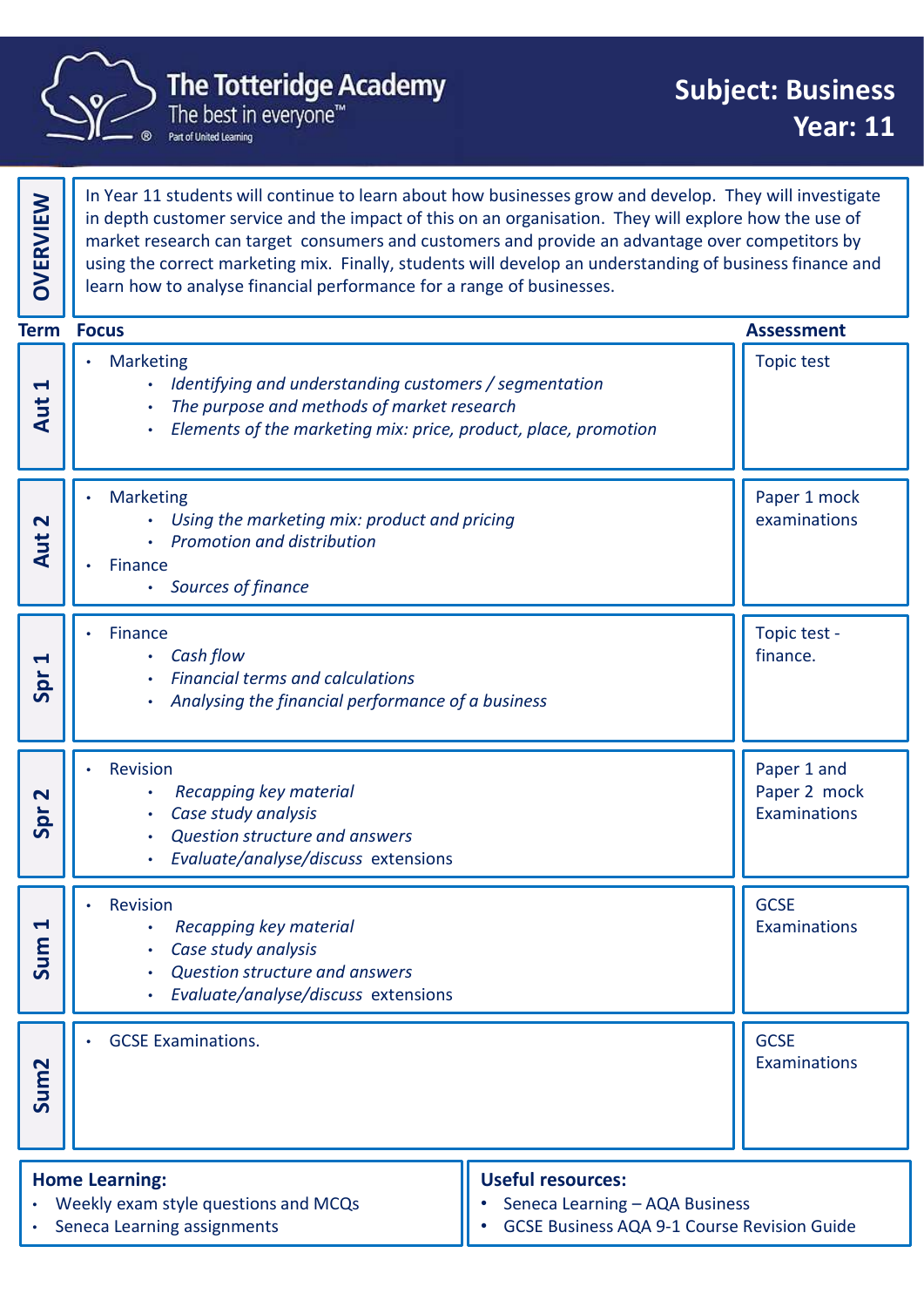# The Totteridge Academy

The best in everyone™

Part of United Learning

**Subject: Business**
**Year: 11**

## OVERVIEW

In Year 11 students will continue to learn about how businesses grow and develop. They will investigate in depth customer service and the impact of this on an organisation. They will explore how the use of market research can target consumers and customers and provide an advantage over competitors by using the correct marketing mix. Finally, students will develop an understanding of business finance and learn how to analyse financial performance for a range of businesses.

| Term | Focus | Assessment |
|---|---|---|
| Aut 1 | • Marketing<br>&nbsp;&nbsp;◦ *Identifying and understanding customers / segmentation*<br>&nbsp;&nbsp;◦ *The purpose and methods of market research*<br>&nbsp;&nbsp;◦ *Elements of the marketing mix: price, product, place, promotion* | Topic test |
| Aut 2 | • Marketing<br>&nbsp;&nbsp;◦ *Using the marketing mix: product and pricing*<br>&nbsp;&nbsp;◦ *Promotion and distribution*<br>• Finance<br>&nbsp;&nbsp;◦ *Sources of finance* | Paper 1 mock examinations |
| Spr 1 | • Finance<br>&nbsp;&nbsp;◦ *Cash flow*<br>&nbsp;&nbsp;◦ *Financial terms and calculations*<br>&nbsp;&nbsp;◦ *Analysing the financial performance of a business* | Topic test - finance. |
| Spr 2 | • Revision<br>&nbsp;&nbsp;◦ *Recapping key material*<br>&nbsp;&nbsp;◦ *Case study analysis*<br>&nbsp;&nbsp;◦ *Question structure and answers*<br>&nbsp;&nbsp;◦ *Evaluate/analyse/discuss* extensions | Paper 1 and Paper 2 mock Examinations |
| Sum 1 | • Revision<br>&nbsp;&nbsp;◦ *Recapping key material*<br>&nbsp;&nbsp;◦ *Case study analysis*<br>&nbsp;&nbsp;◦ *Question structure and answers*<br>&nbsp;&nbsp;◦ *Evaluate/analyse/discuss* extensions | GCSE Examinations |
| Sum2 | • GCSE Examinations. | GCSE Examinations |

**Home Learning:**

- Weekly exam style questions and MCQs
- Seneca Learning assignments

**Useful resources:**

- Seneca Learning – AQA Business
- GCSE Business AQA 9-1 Course Revision Guide